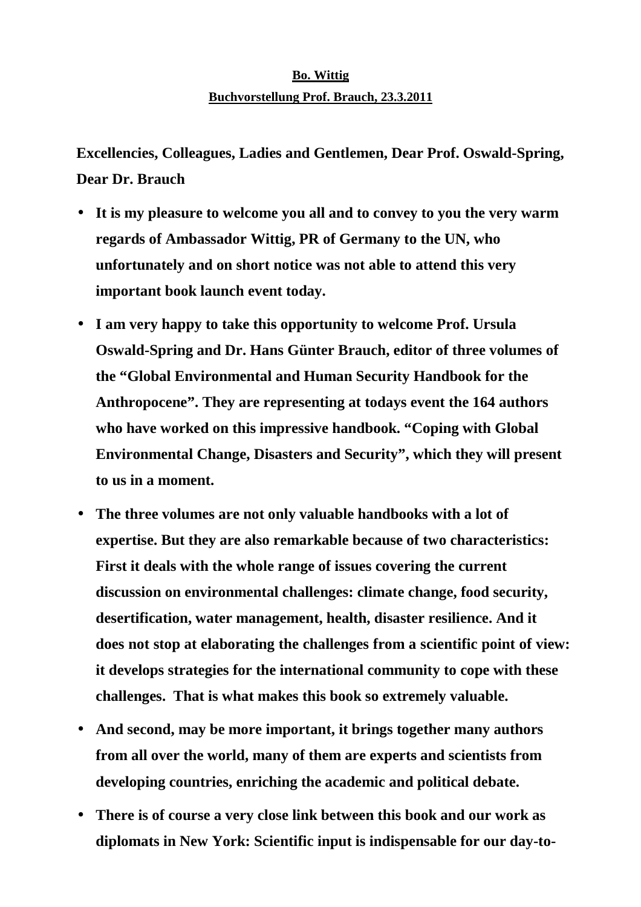**Bo. Wittig**

**Buchvorstellung Prof. Brauch, 23.3.2011**

**Excellencies, Colleagues, Ladies and Gentlemen, Dear Prof. Oswald-Spring, Dear Dr. Brauch**

- **It is my pleasure to welcome you all and to convey to you the very warm regards of Ambassador Wittig, PR of Germany to the UN, who unfortunately and on short notice was not able to attend this very important book launch event today.**
- **I am very happy to take this opportunity to welcome Prof. Ursula Oswald-Spring and Dr. Hans Günter Brauch, editor of three volumes of the "Global Environmental and Human Security Handbook for the Anthropocene". They are representing at todays event the 164 authors who have worked on this impressive handbook. "Coping with Global Environmental Change, Disasters and Security", which they will present to us in a moment.**
- **The three volumes are not only valuable handbooks with a lot of expertise. But they are also remarkable because of two characteristics: First it deals with the whole range of issues covering the current discussion on environmental challenges: climate change, food security, desertification, water management, health, disaster resilience. And it does not stop at elaborating the challenges from a scientific point of view: it develops strategies for the international community to cope with these challenges. That is what makes this book so extremely valuable.**
- **And second, may be more important, it brings together many authors from all over the world, many of them are experts and scientists from developing countries, enriching the academic and political debate.**
- **There is of course a very close link between this book and our work as diplomats in New York: Scientific input is indispensable for our day-to-**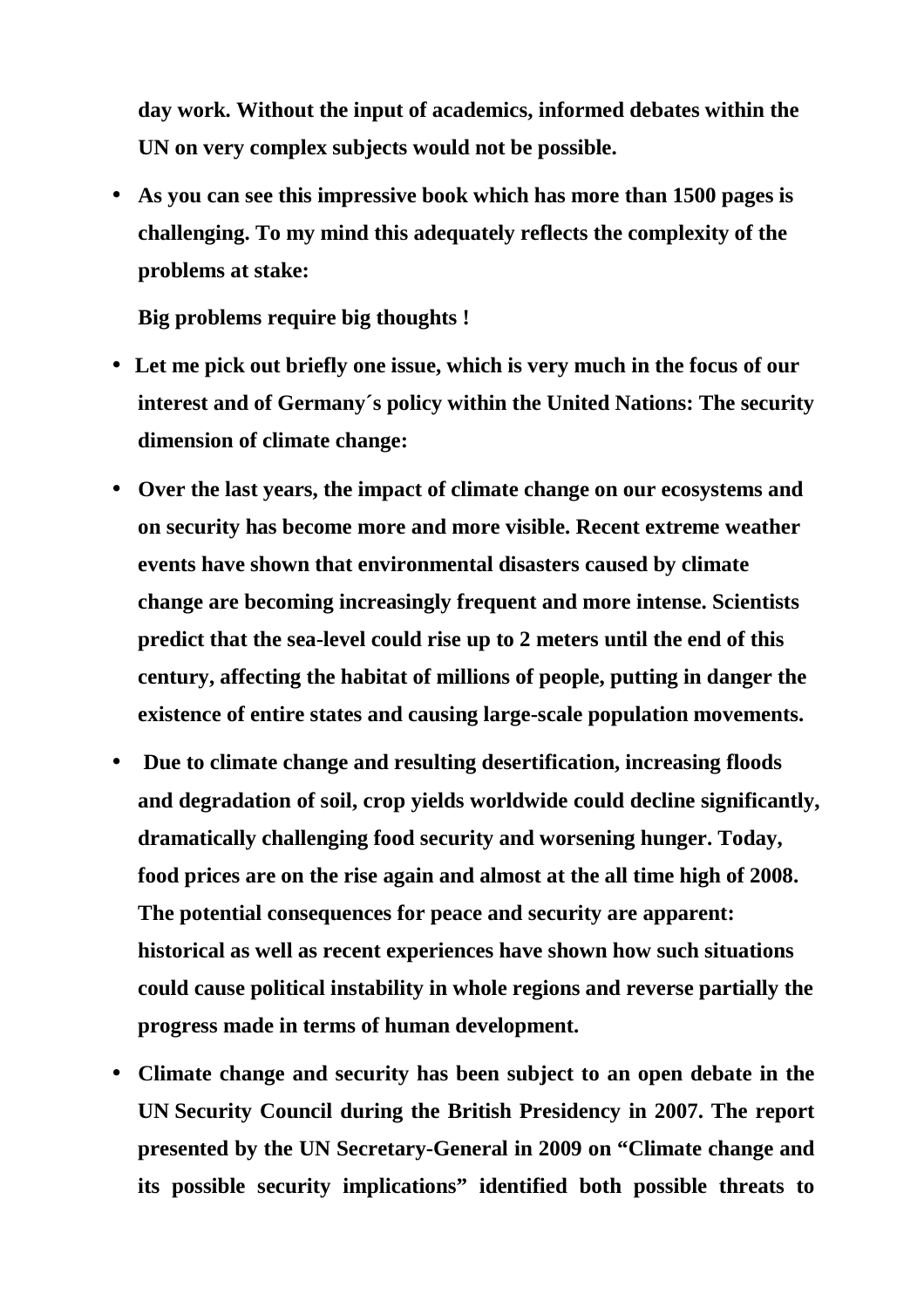**day work. Without the input of academics, informed debates within the UN on very complex subjects would not be possible.**

- **As you can see this impressive book which has more than 1500 pages is challenging. To my mind this adequately reflects the complexity of the problems at stake:**

  **Big problems require big thoughts !**

- **Let me pick out briefly one issue, which is very much in the focus of our interest and of Germany´s policy within the United Nations: The security dimension of climate change:**
- **Over the last years, the impact of climate change on our ecosystems and on security has become more and more visible. Recent extreme weather events have shown that environmental disasters caused by climate change are becoming increasingly frequent and more intense. Scientists predict that the sea-level could rise up to 2 meters until the end of this century, affecting the habitat of millions of people, putting in danger the existence of entire states and causing large-scale population movements.**
- **Due to climate change and resulting desertification, increasing floods and degradation of soil, crop yields worldwide could decline significantly, dramatically challenging food security and worsening hunger. Today, food prices are on the rise again and almost at the all time high of 2008. The potential consequences for peace and security are apparent: historical as well as recent experiences have shown how such situations could cause political instability in whole regions and reverse partially the progress made in terms of human development.**
- **Climate change and security has been subject to an open debate in the UN Security Council during the British Presidency in 2007. The report presented by the UN Secretary-General in 2009 on "Climate change and its possible security implications" identified both possible threats to**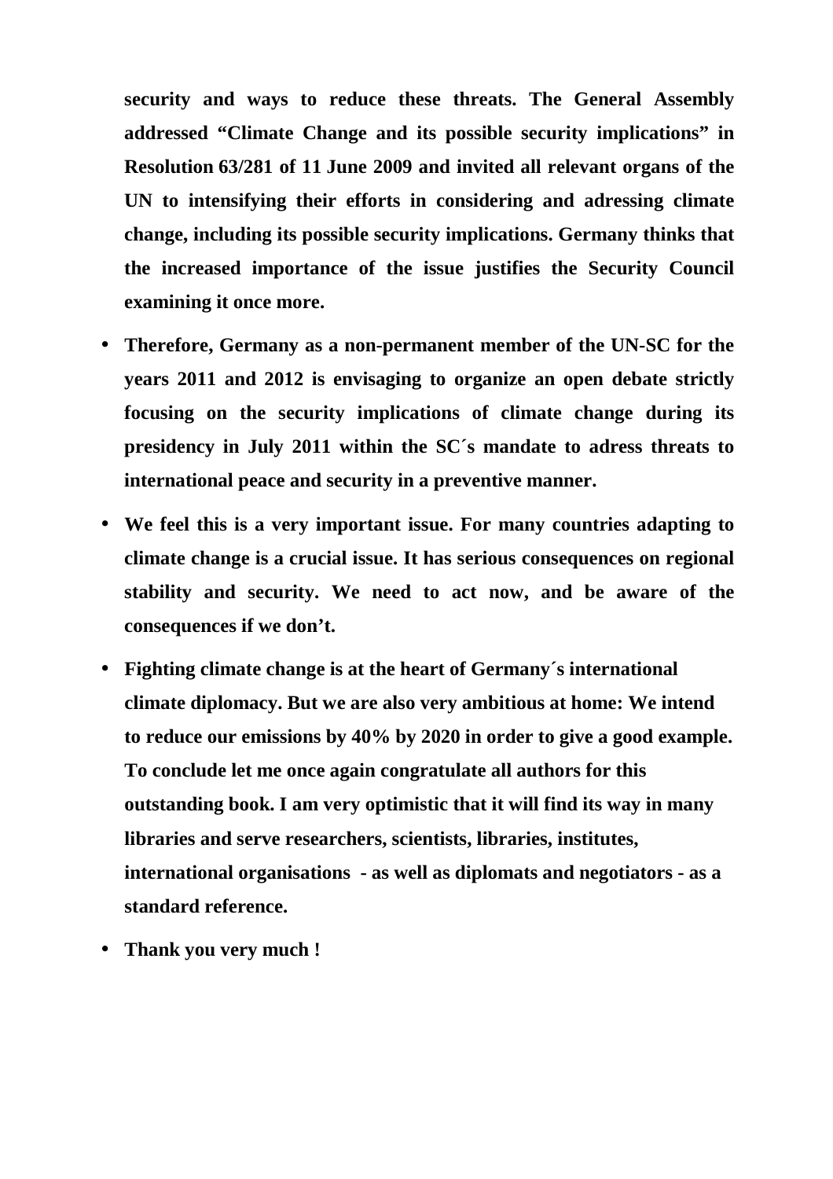**security and ways to reduce these threats. The General Assembly addressed "Climate Change and its possible security implications" in Resolution 63/281 of 11 June 2009 and invited all relevant organs of the UN to intensifying their efforts in considering and adressing climate change, including its possible security implications. Germany thinks that the increased importance of the issue justifies the Security Council examining it once more.**

- **Therefore, Germany as a non-permanent member of the UN-SC for the years 2011 and 2012 is envisaging to organize an open debate strictly focusing on the security implications of climate change during its presidency in July 2011 within the SC´s mandate to adress threats to international peace and security in a preventive manner.**
- **We feel this is a very important issue. For many countries adapting to climate change is a crucial issue. It has serious consequences on regional stability and security. We need to act now, and be aware of the consequences if we don't.**
- **Fighting climate change is at the heart of Germany´s international climate diplomacy. But we are also very ambitious at home: We intend to reduce our emissions by 40% by 2020 in order to give a good example. To conclude let me once again congratulate all authors for this outstanding book. I am very optimistic that it will find its way in many libraries and serve researchers, scientists, libraries, institutes, international organisations - as well as diplomats and negotiators - as a standard reference.**
- **Thank you very much !**